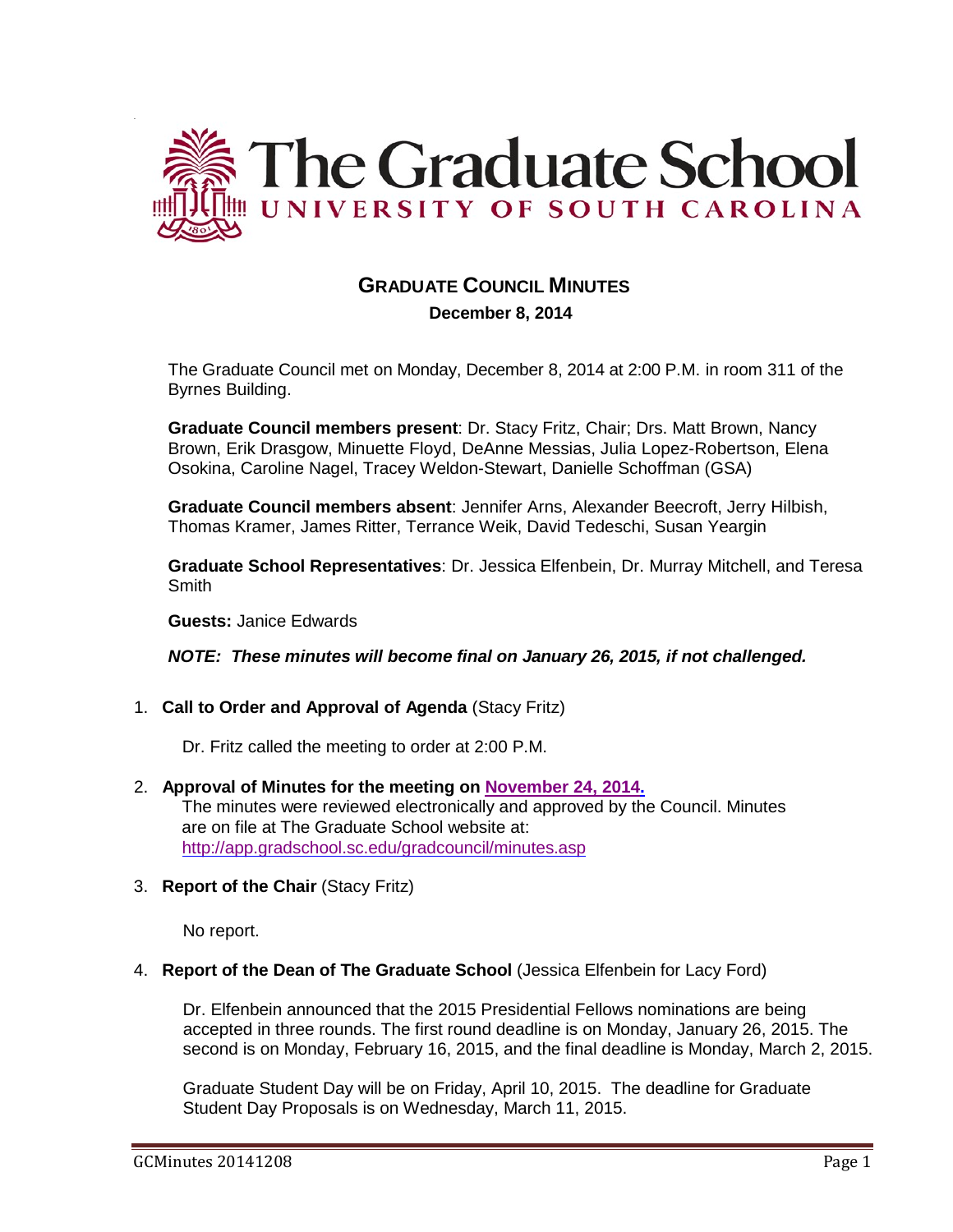The Graduate School
UNIVERSITY OF SOUTH CAROLINA

# GRADUATE COUNCIL MINUTES

**December 8, 2014**

The Graduate Council met on Monday, December 8, 2014 at 2:00 P.M. in room 311 of the Byrnes Building.

**Graduate Council members present**: Dr. Stacy Fritz, Chair; Drs. Matt Brown, Nancy Brown, Erik Drasgow, Minuette Floyd, DeAnne Messias, Julia Lopez-Robertson, Elena Osokina, Caroline Nagel, Tracey Weldon-Stewart, Danielle Schoffman (GSA)

**Graduate Council members absent**: Jennifer Arns, Alexander Beecroft, Jerry Hilbish, Thomas Kramer, James Ritter, Terrance Weik, David Tedeschi, Susan Yeargin

**Graduate School Representatives**: Dr. Jessica Elfenbein, Dr. Murray Mitchell, and Teresa Smith

**Guests:** Janice Edwards

***NOTE: These minutes will become final on January 26, 2015, if not challenged.***

1. **Call to Order and Approval of Agenda** (Stacy Fritz)

   Dr. Fritz called the meeting to order at 2:00 P.M.

2. **Approval of Minutes for the meeting on November 24, 2014.**
   The minutes were reviewed electronically and approved by the Council. Minutes are on file at The Graduate School website at: http://app.gradschool.sc.edu/gradcouncil/minutes.asp

3. **Report of the Chair** (Stacy Fritz)

   No report.

4. **Report of the Dean of The Graduate School** (Jessica Elfenbein for Lacy Ford)

   Dr. Elfenbein announced that the 2015 Presidential Fellows nominations are being accepted in three rounds. The first round deadline is on Monday, January 26, 2015. The second is on Monday, February 16, 2015, and the final deadline is Monday, March 2, 2015.

   Graduate Student Day will be on Friday, April 10, 2015. The deadline for Graduate Student Day Proposals is on Wednesday, March 11, 2015.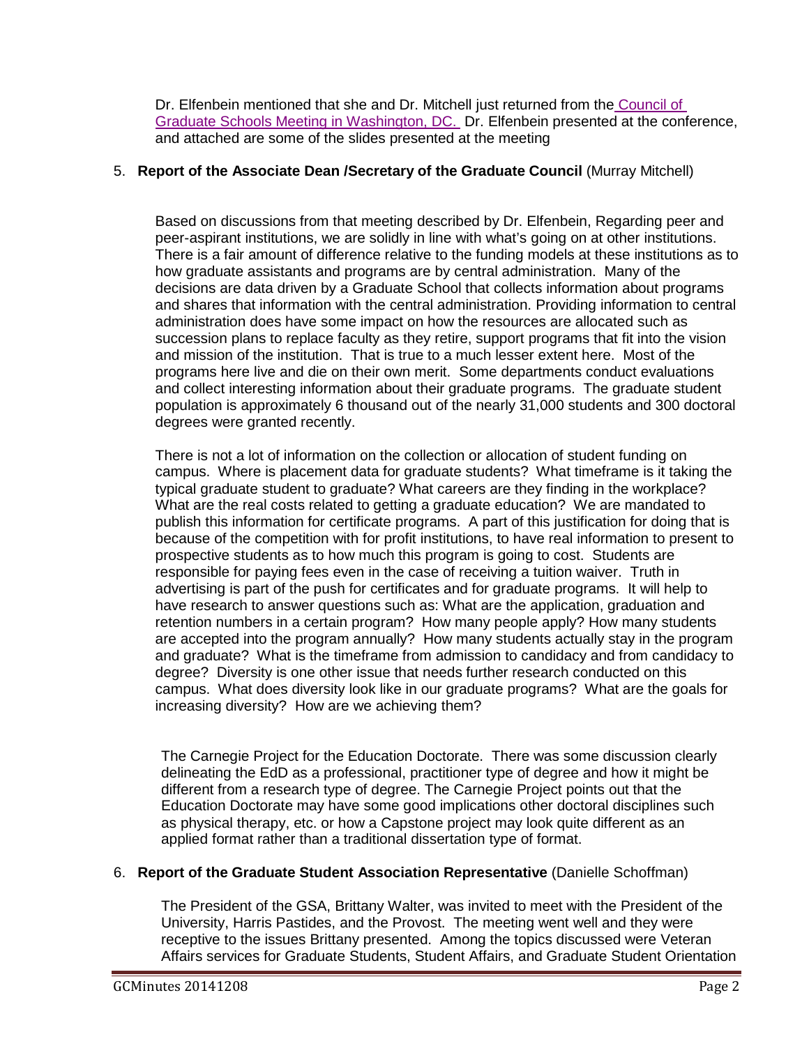Dr. Elfenbein mentioned that she and Dr. Mitchell just returned from the [Council of Graduate Schools Meeting in Washington, DC.](#) Dr. Elfenbein presented at the conference, and attached are some of the slides presented at the meeting

5. **Report of the Associate Dean /Secretary of the Graduate Council** (Murray Mitchell)

Based on discussions from that meeting described by Dr. Elfenbein, Regarding peer and peer-aspirant institutions, we are solidly in line with what's going on at other institutions. There is a fair amount of difference relative to the funding models at these institutions as to how graduate assistants and programs are by central administration. Many of the decisions are data driven by a Graduate School that collects information about programs and shares that information with the central administration. Providing information to central administration does have some impact on how the resources are allocated such as succession plans to replace faculty as they retire, support programs that fit into the vision and mission of the institution. That is true to a much lesser extent here. Most of the programs here live and die on their own merit. Some departments conduct evaluations and collect interesting information about their graduate programs. The graduate student population is approximately 6 thousand out of the nearly 31,000 students and 300 doctoral degrees were granted recently.

There is not a lot of information on the collection or allocation of student funding on campus. Where is placement data for graduate students? What timeframe is it taking the typical graduate student to graduate? What careers are they finding in the workplace? What are the real costs related to getting a graduate education? We are mandated to publish this information for certificate programs. A part of this justification for doing that is because of the competition with for profit institutions, to have real information to present to prospective students as to how much this program is going to cost. Students are responsible for paying fees even in the case of receiving a tuition waiver. Truth in advertising is part of the push for certificates and for graduate programs. It will help to have research to answer questions such as: What are the application, graduation and retention numbers in a certain program? How many people apply? How many students are accepted into the program annually? How many students actually stay in the program and graduate? What is the timeframe from admission to candidacy and from candidacy to degree? Diversity is one other issue that needs further research conducted on this campus. What does diversity look like in our graduate programs? What are the goals for increasing diversity? How are we achieving them?

The Carnegie Project for the Education Doctorate. There was some discussion clearly delineating the EdD as a professional, practitioner type of degree and how it might be different from a research type of degree. The Carnegie Project points out that the Education Doctorate may have some good implications other doctoral disciplines such as physical therapy, etc. or how a Capstone project may look quite different as an applied format rather than a traditional dissertation type of format.

6. **Report of the Graduate Student Association Representative** (Danielle Schoffman)

The President of the GSA, Brittany Walter, was invited to meet with the President of the University, Harris Pastides, and the Provost. The meeting went well and they were receptive to the issues Brittany presented. Among the topics discussed were Veteran Affairs services for Graduate Students, Student Affairs, and Graduate Student Orientation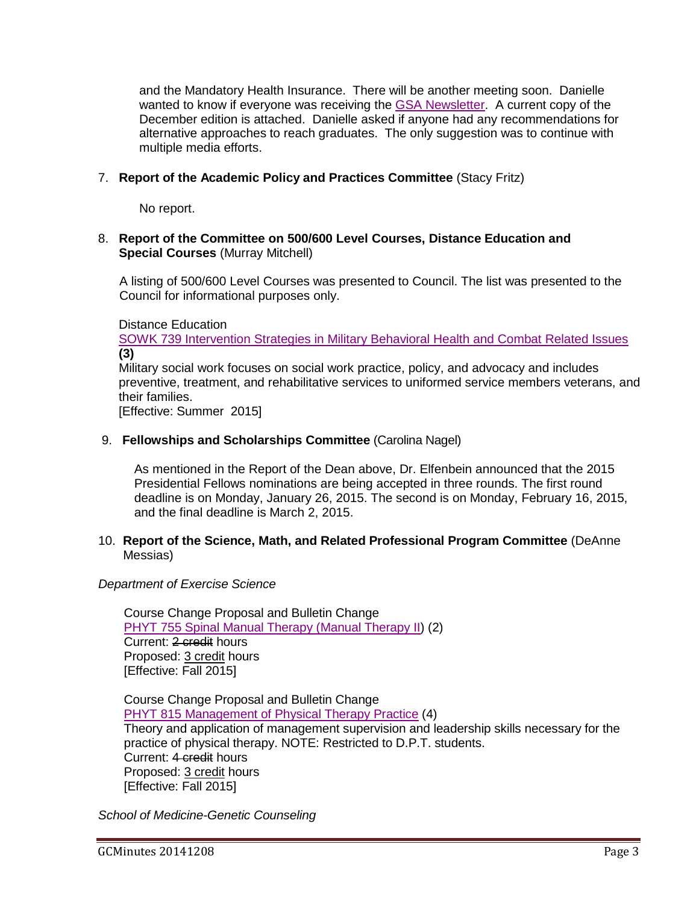and the Mandatory Health Insurance. There will be another meeting soon. Danielle wanted to know if everyone was receiving the GSA Newsletter. A current copy of the December edition is attached. Danielle asked if anyone had any recommendations for alternative approaches to reach graduates. The only suggestion was to continue with multiple media efforts.

7. **Report of the Academic Policy and Practices Committee** (Stacy Fritz)

   No report.

8. **Report of the Committee on 500/600 Level Courses, Distance Education and Special Courses** (Murray Mitchell)

   A listing of 500/600 Level Courses was presented to Council. The list was presented to the Council for informational purposes only.

   Distance Education
   SOWK 739 Intervention Strategies in Military Behavioral Health and Combat Related Issues **(3)**
   Military social work focuses on social work practice, policy, and advocacy and includes preventive, treatment, and rehabilitative services to uniformed service members veterans, and their families.
   [Effective: Summer 2015]

9. **Fellowships and Scholarships Committee** (Carolina Nagel)

   As mentioned in the Report of the Dean above, Dr. Elfenbein announced that the 2015 Presidential Fellows nominations are being accepted in three rounds. The first round deadline is on Monday, January 26, 2015. The second is on Monday, February 16, 2015, and the final deadline is March 2, 2015.

10. **Report of the Science, Math, and Related Professional Program Committee** (DeAnne Messias)

*Department of Exercise Science*

Course Change Proposal and Bulletin Change
PHYT 755 Spinal Manual Therapy (Manual Therapy II) (2)
Current: ~~2 credit~~ hours
Proposed: 3 credit hours
[Effective: Fall 2015]

Course Change Proposal and Bulletin Change
PHYT 815 Management of Physical Therapy Practice (4)
Theory and application of management supervision and leadership skills necessary for the practice of physical therapy. NOTE: Restricted to D.P.T. students.
Current: ~~4 credit~~ hours
Proposed: 3 credit hours
[Effective: Fall 2015]

*School of Medicine-Genetic Counseling*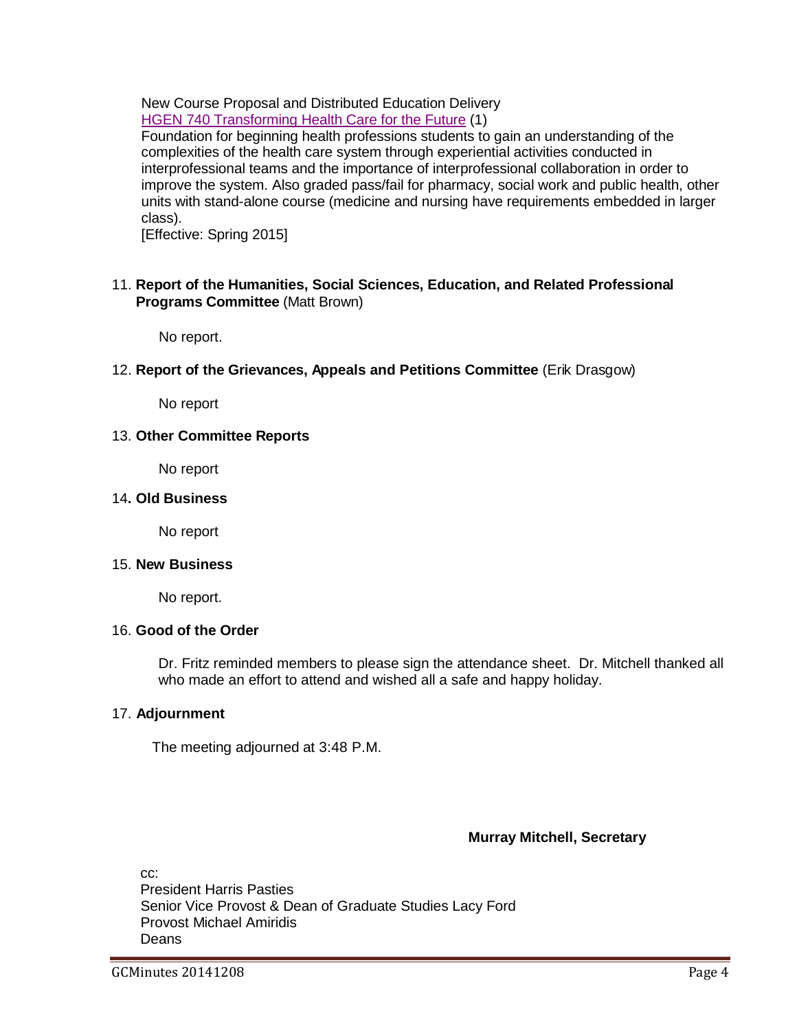New Course Proposal and Distributed Education Delivery

HGEN 740 Transforming Health Care for the Future (1)

Foundation for beginning health professions students to gain an understanding of the complexities of the health care system through experiential activities conducted in interprofessional teams and the importance of interprofessional collaboration in order to improve the system. Also graded pass/fail for pharmacy, social work and public health, other units with stand-alone course (medicine and nursing have requirements embedded in larger class).

[Effective: Spring 2015]

11. **Report of the Humanities, Social Sciences, Education, and Related Professional Programs Committee** (Matt Brown)

    No report.

12. **Report of the Grievances, Appeals and Petitions Committee** (Erik Drasgow)

    No report

13. **Other Committee Reports**

    No report

14. **Old Business**

    No report

15. **New Business**

    No report.

16. **Good of the Order**

    Dr. Fritz reminded members to please sign the attendance sheet. Dr. Mitchell thanked all who made an effort to attend and wished all a safe and happy holiday.

17. **Adjournment**

    The meeting adjourned at 3:48 P.M.

**Murray Mitchell, Secretary**

cc:
President Harris Pasties
Senior Vice Provost & Dean of Graduate Studies Lacy Ford
Provost Michael Amiridis
Deans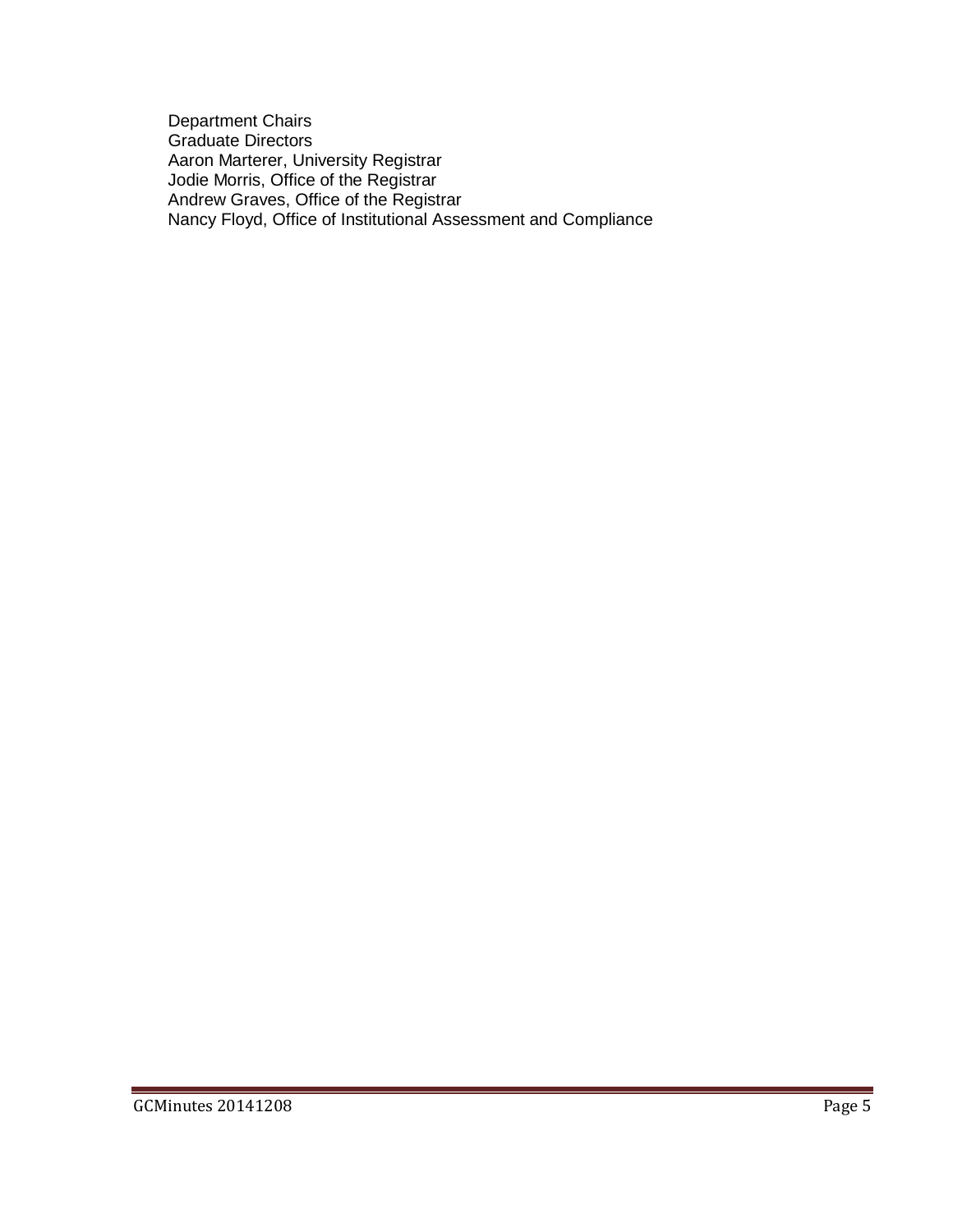Department Chairs
Graduate Directors
Aaron Marterer, University Registrar
Jodie Morris, Office of the Registrar
Andrew Graves, Office of the Registrar
Nancy Floyd, Office of Institutional Assessment and Compliance